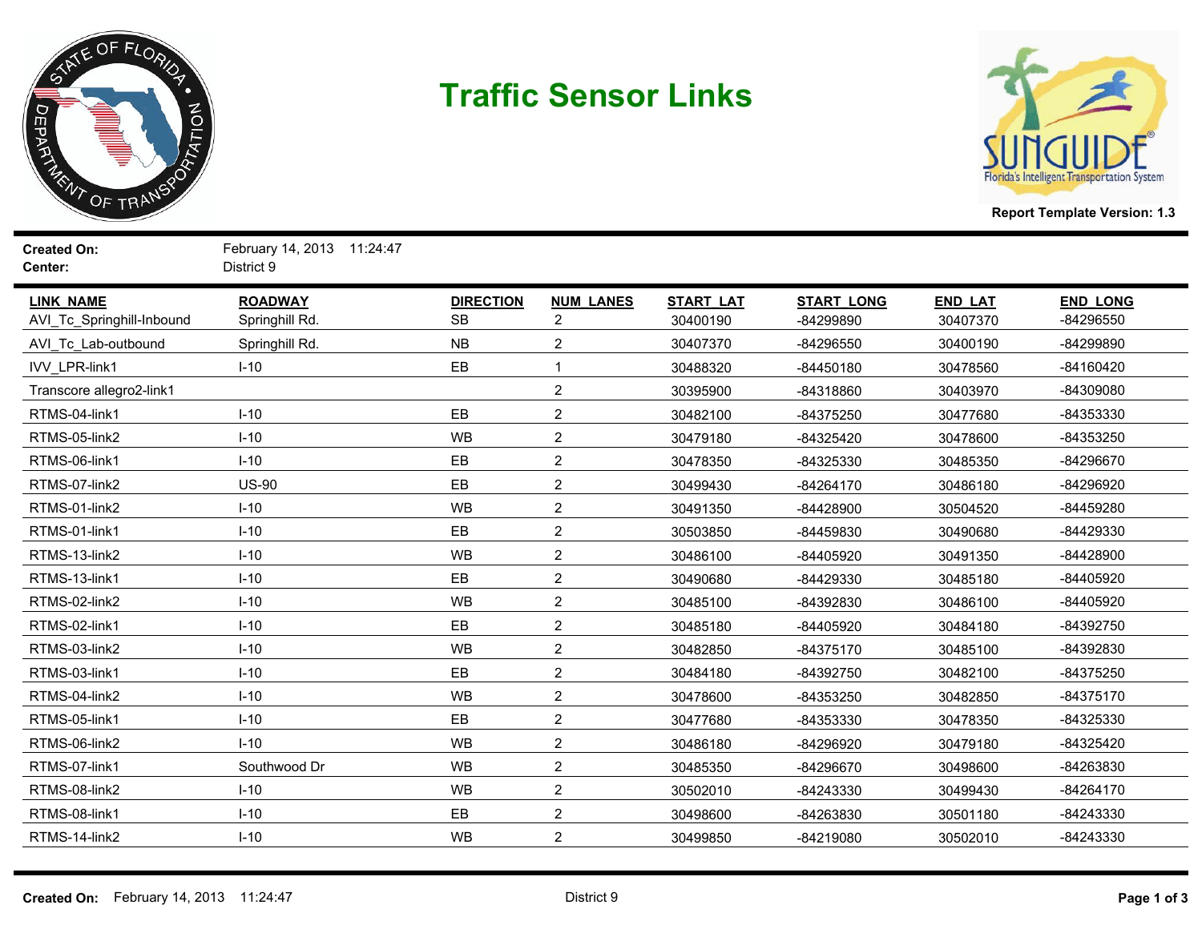# Traffic Sensor Links

**Report Template Version: 1.3**

**Created On:** February 14, 2013 11:24:47
**Center:** District 9

| LINK_NAME | ROADWAY | DIRECTION | NUM_LANES | START_LAT | START_LONG | END_LAT | END_LONG |
|---|---|---|---|---|---|---|---|
| AVI_Tc_Springhill-Inbound | Springhill Rd. | SB | 2 | 30400190 | -84299890 | 30407370 | -84296550 |
| AVI_Tc_Lab-outbound | Springhill Rd. | NB | 2 | 30407370 | -84296550 | 30400190 | -84299890 |
| IVV_LPR-link1 | I-10 | EB | 1 | 30488320 | -84450180 | 30478560 | -84160420 |
| Transcore allegro2-link1 | | | 2 | 30395900 | -84318860 | 30403970 | -84309080 |
| RTMS-04-link1 | I-10 | EB | 2 | 30482100 | -84375250 | 30477680 | -84353330 |
| RTMS-05-link2 | I-10 | WB | 2 | 30479180 | -84325420 | 30478600 | -84353250 |
| RTMS-06-link1 | I-10 | EB | 2 | 30478350 | -84325330 | 30485350 | -84296670 |
| RTMS-07-link2 | US-90 | EB | 2 | 30499430 | -84264170 | 30486180 | -84296920 |
| RTMS-01-link2 | I-10 | WB | 2 | 30491350 | -84428900 | 30504520 | -84459280 |
| RTMS-01-link1 | I-10 | EB | 2 | 30503850 | -84459830 | 30490680 | -84429330 |
| RTMS-13-link2 | I-10 | WB | 2 | 30486100 | -84405920 | 30491350 | -84428900 |
| RTMS-13-link1 | I-10 | EB | 2 | 30490680 | -84429330 | 30485180 | -84405920 |
| RTMS-02-link2 | I-10 | WB | 2 | 30485100 | -84392830 | 30486100 | -84405920 |
| RTMS-02-link1 | I-10 | EB | 2 | 30485180 | -84405920 | 30484180 | -84392750 |
| RTMS-03-link2 | I-10 | WB | 2 | 30482850 | -84375170 | 30485100 | -84392830 |
| RTMS-03-link1 | I-10 | EB | 2 | 30484180 | -84392750 | 30482100 | -84375250 |
| RTMS-04-link2 | I-10 | WB | 2 | 30478600 | -84353250 | 30482850 | -84375170 |
| RTMS-05-link1 | I-10 | EB | 2 | 30477680 | -84353330 | 30478350 | -84325330 |
| RTMS-06-link2 | I-10 | WB | 2 | 30486180 | -84296920 | 30479180 | -84325420 |
| RTMS-07-link1 | Southwood Dr | WB | 2 | 30485350 | -84296670 | 30498600 | -84263830 |
| RTMS-08-link2 | I-10 | WB | 2 | 30502010 | -84243330 | 30499430 | -84264170 |
| RTMS-08-link1 | I-10 | EB | 2 | 30498600 | -84263830 | 30501180 | -84243330 |
| RTMS-14-link2 | I-10 | WB | 2 | 30499850 | -84219080 | 30502010 | -84243330 |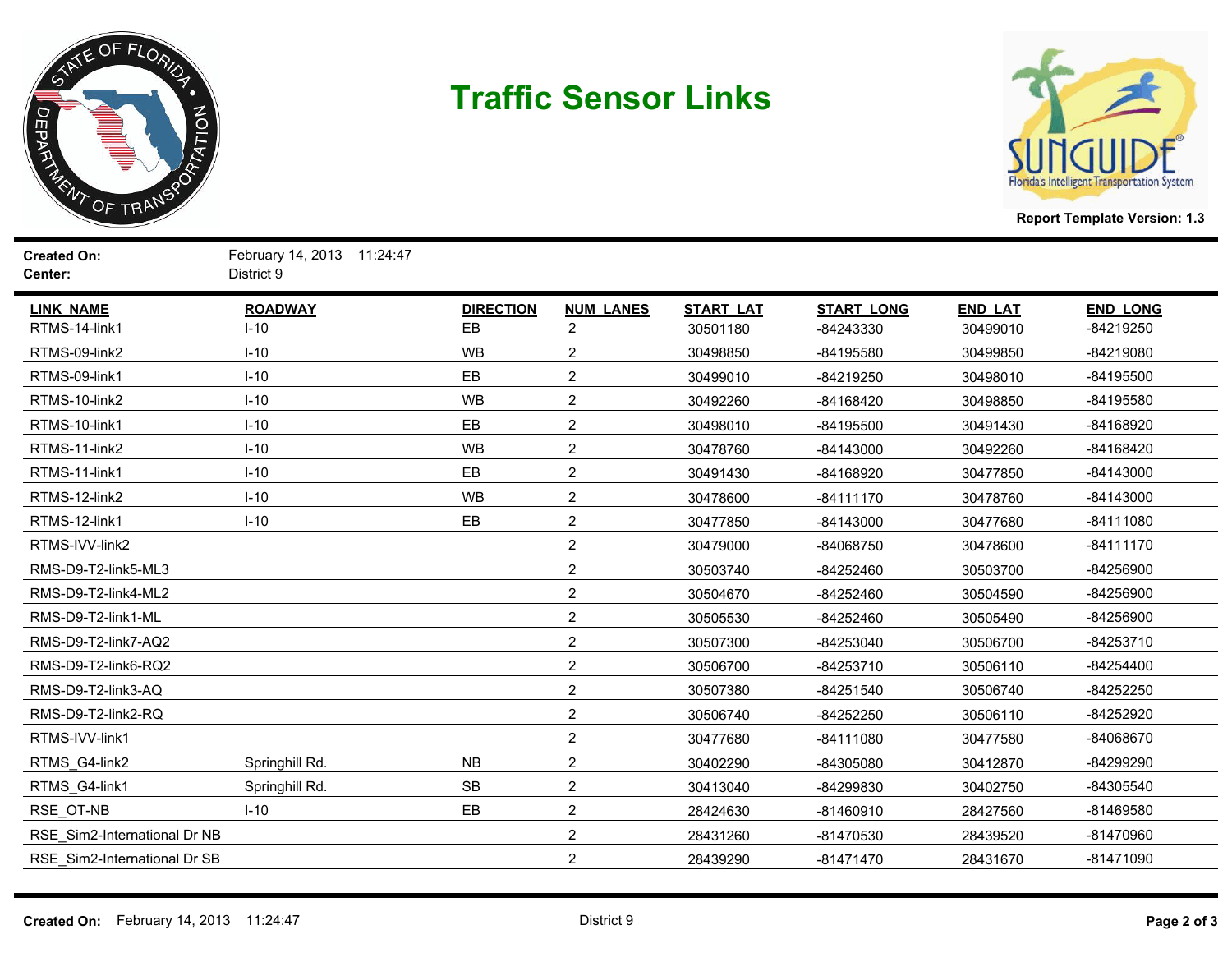# Traffic Sensor Links

Report Template Version: 1.3

**Created On:** February 14, 2013 11:24:47
**Center:** District 9

| LINK_NAME | ROADWAY | DIRECTION | NUM_LANES | START_LAT | START_LONG | END_LAT | END_LONG |
|---|---|---|---|---|---|---|---|
| RTMS-14-link1 | I-10 | EB | 2 | 30501180 | -84243330 | 30499010 | -84219250 |
| RTMS-09-link2 | I-10 | WB | 2 | 30498850 | -84195580 | 30499850 | -84219080 |
| RTMS-09-link1 | I-10 | EB | 2 | 30499010 | -84219250 | 30498010 | -84195500 |
| RTMS-10-link2 | I-10 | WB | 2 | 30492260 | -84168420 | 30498850 | -84195580 |
| RTMS-10-link1 | I-10 | EB | 2 | 30498010 | -84195500 | 30491430 | -84168920 |
| RTMS-11-link2 | I-10 | WB | 2 | 30478760 | -84143000 | 30492260 | -84168420 |
| RTMS-11-link1 | I-10 | EB | 2 | 30491430 | -84168920 | 30477850 | -84143000 |
| RTMS-12-link2 | I-10 | WB | 2 | 30478600 | -84111170 | 30478760 | -84143000 |
| RTMS-12-link1 | I-10 | EB | 2 | 30477850 | -84143000 | 30477680 | -84111080 |
| RTMS-IVV-link2 | | | 2 | 30479000 | -84068750 | 30478600 | -84111170 |
| RMS-D9-T2-link5-ML3 | | | 2 | 30503740 | -84252460 | 30503700 | -84256900 |
| RMS-D9-T2-link4-ML2 | | | 2 | 30504670 | -84252460 | 30504590 | -84256900 |
| RMS-D9-T2-link1-ML | | | 2 | 30505530 | -84252460 | 30505490 | -84256900 |
| RMS-D9-T2-link7-AQ2 | | | 2 | 30507300 | -84253040 | 30506700 | -84253710 |
| RMS-D9-T2-link6-RQ2 | | | 2 | 30506700 | -84253710 | 30506110 | -84254400 |
| RMS-D9-T2-link3-AQ | | | 2 | 30507380 | -84251540 | 30506740 | -84252250 |
| RMS-D9-T2-link2-RQ | | | 2 | 30506740 | -84252250 | 30506110 | -84252920 |
| RTMS-IVV-link1 | | | 2 | 30477680 | -84111080 | 30477580 | -84068670 |
| RTMS_G4-link2 | Springhill Rd. | NB | 2 | 30402290 | -84305080 | 30412870 | -84299290 |
| RTMS_G4-link1 | Springhill Rd. | SB | 2 | 30413040 | -84299830 | 30402750 | -84305540 |
| RSE_OT-NB | I-10 | EB | 2 | 28424630 | -81460910 | 28427560 | -81469580 |
| RSE_Sim2-International Dr NB | | | 2 | 28431260 | -81470530 | 28439520 | -81470960 |
| RSE_Sim2-International Dr SB | | | 2 | 28439290 | -81471470 | 28431670 | -81471090 |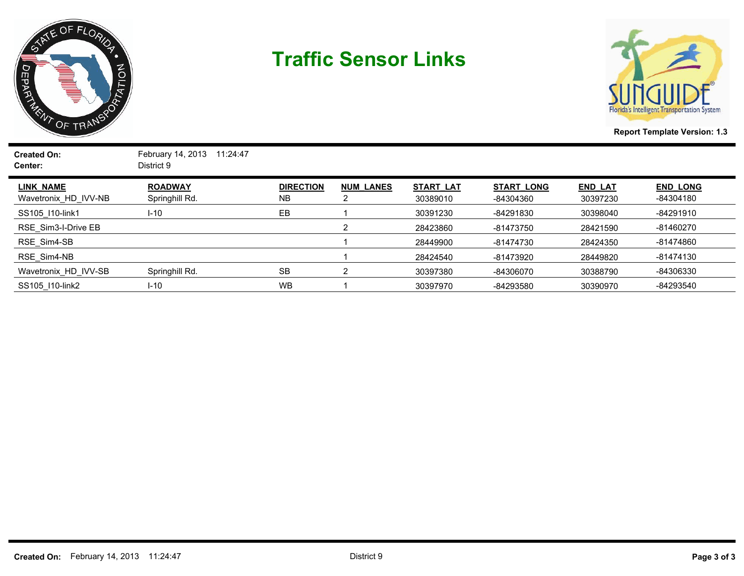# Traffic Sensor Links

Report Template Version: 1.3

**Created On:** February 14, 2013 11:24:47
**Center:** District 9

| LINK_NAME | ROADWAY | DIRECTION | NUM_LANES | START_LAT | START_LONG | END_LAT | END_LONG |
|---|---|---|---|---|---|---|---|
| Wavetronix_HD_IVV-NB | Springhill Rd. | NB | 2 | 30389010 | -84304360 | 30397230 | -84304180 |
| SS105_I10-link1 | I-10 | EB | 1 | 30391230 | -84291830 | 30398040 | -84291910 |
| RSE_Sim3-I-Drive EB | | | 2 | 28423860 | -81473750 | 28421590 | -81460270 |
| RSE_Sim4-SB | | | 1 | 28449900 | -81474730 | 28424350 | -81474860 |
| RSE_Sim4-NB | | | 1 | 28424540 | -81473920 | 28449820 | -81474130 |
| Wavetronix_HD_IVV-SB | Springhill Rd. | SB | 2 | 30397380 | -84306070 | 30388790 | -84306330 |
| SS105_I10-link2 | I-10 | WB | 1 | 30397970 | -84293580 | 30390970 | -84293540 |